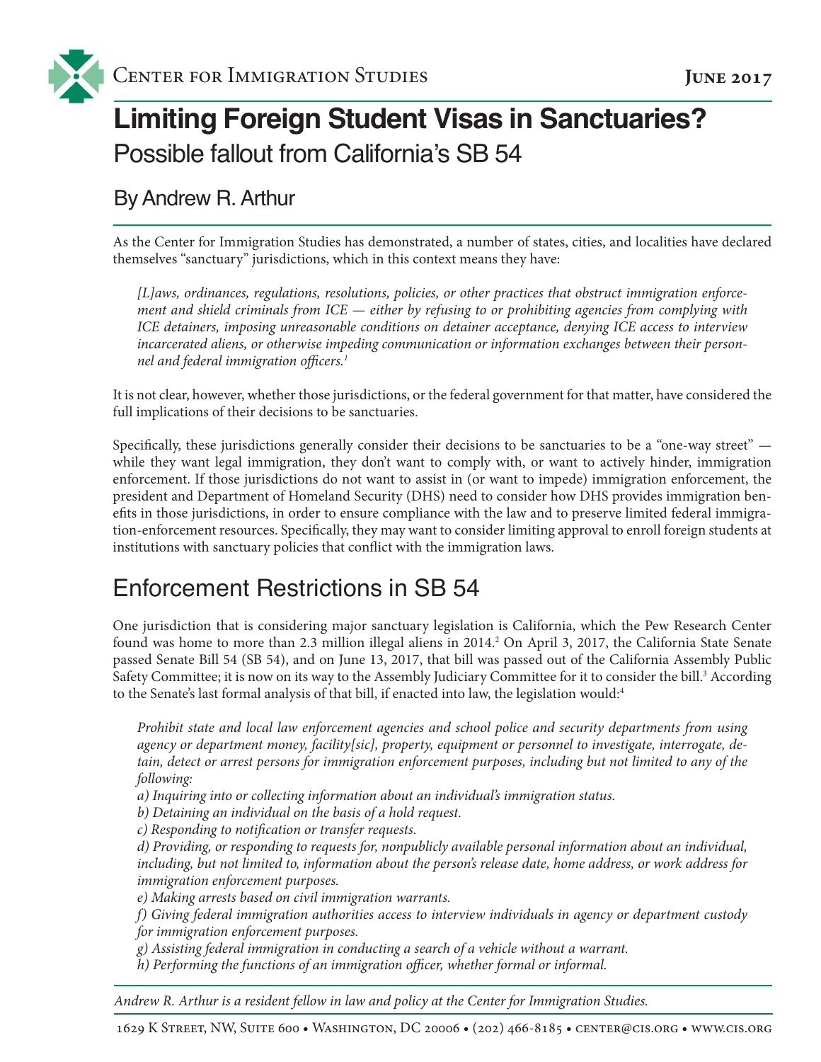Center for Immigration Studies

June 2017

# Limiting Foreign Student Visas in Sanctuaries?

## Possible fallout from California's SB 54

### By Andrew R. Arthur

As the Center for Immigration Studies has demonstrated, a number of states, cities, and localities have declared themselves "sanctuary" jurisdictions, which in this context means they have:

> *[L]aws, ordinances, regulations, resolutions, policies, or other practices that obstruct immigration enforcement and shield criminals from ICE — either by refusing to or prohibiting agencies from complying with ICE detainers, imposing unreasonable conditions on detainer acceptance, denying ICE access to interview incarcerated aliens, or otherwise impeding communication or information exchanges between their personnel and federal immigration officers.*[1]

It is not clear, however, whether those jurisdictions, or the federal government for that matter, have considered the full implications of their decisions to be sanctuaries.

Specifically, these jurisdictions generally consider their decisions to be sanctuaries to be a "one-way street" — while they want legal immigration, they don't want to comply with, or want to actively hinder, immigration enforcement. If those jurisdictions do not want to assist in (or want to impede) immigration enforcement, the president and Department of Homeland Security (DHS) need to consider how DHS provides immigration benefits in those jurisdictions, in order to ensure compliance with the law and to preserve limited federal immigration-enforcement resources. Specifically, they may want to consider limiting approval to enroll foreign students at institutions with sanctuary policies that conflict with the immigration laws.

## Enforcement Restrictions in SB 54

One jurisdiction that is considering major sanctuary legislation is California, which the Pew Research Center found was home to more than 2.3 million illegal aliens in 2014.[2] On April 3, 2017, the California State Senate passed Senate Bill 54 (SB 54), and on June 13, 2017, that bill was passed out of the California Assembly Public Safety Committee; it is now on its way to the Assembly Judiciary Committee for it to consider the bill.[3] According to the Senate's last formal analysis of that bill, if enacted into law, the legislation would:[4]

> *Prohibit state and local law enforcement agencies and school police and security departments from using agency or department money, facility[sic], property, equipment or personnel to investigate, interrogate, detain, detect or arrest persons for immigration enforcement purposes, including but not limited to any of the following:*
>
> *a) Inquiring into or collecting information about an individual's immigration status.*
>
> *b) Detaining an individual on the basis of a hold request.*
>
> *c) Responding to notification or transfer requests.*
>
> *d) Providing, or responding to requests for, nonpublicly available personal information about an individual, including, but not limited to, information about the person's release date, home address, or work address for immigration enforcement purposes.*
>
> *e) Making arrests based on civil immigration warrants.*
>
> *f) Giving federal immigration authorities access to interview individuals in agency or department custody for immigration enforcement purposes.*
>
> *g) Assisting federal immigration in conducting a search of a vehicle without a warrant.*
>
> *h) Performing the functions of an immigration officer, whether formal or informal.*

*Andrew R. Arthur is a resident fellow in law and policy at the Center for Immigration Studies.*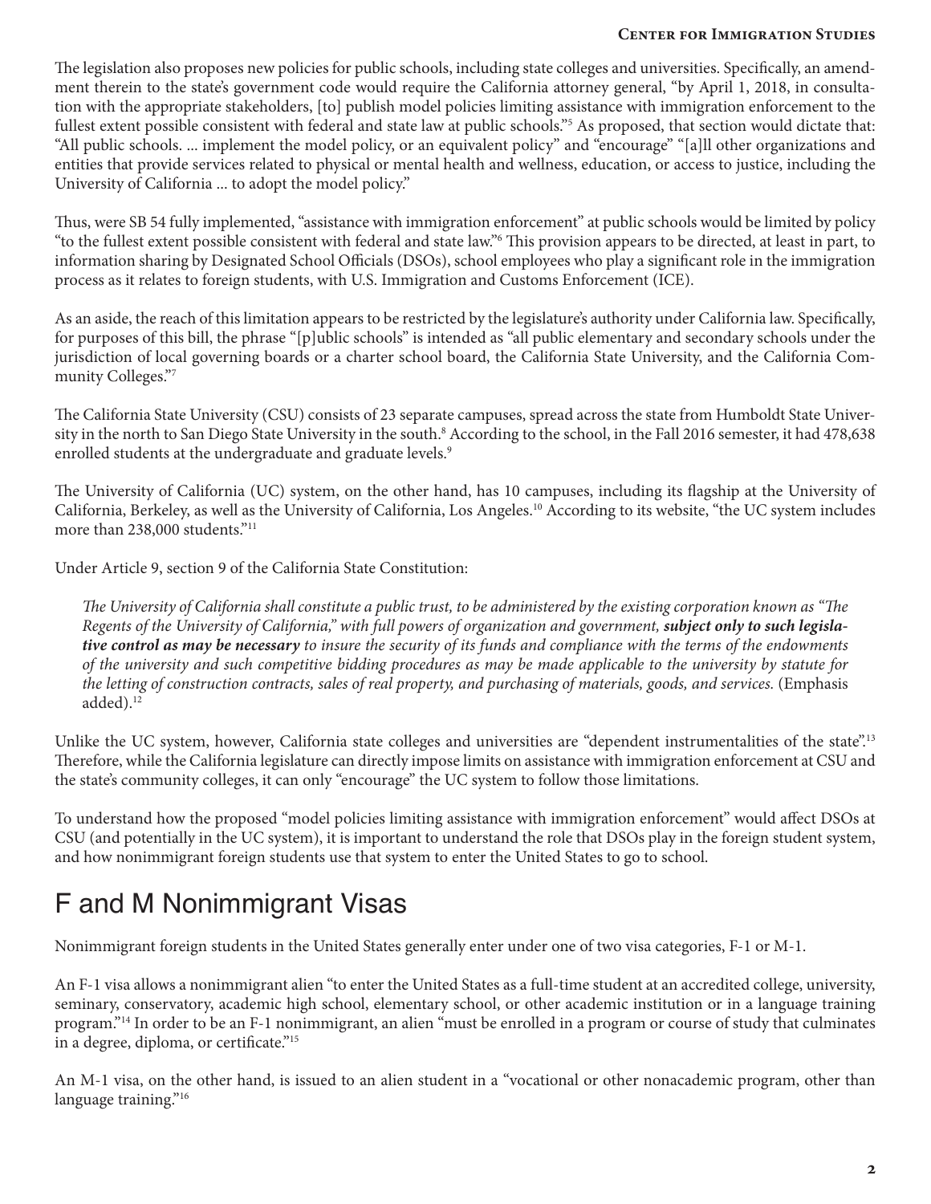The legislation also proposes new policies for public schools, including state colleges and universities. Specifically, an amendment therein to the state's government code would require the California attorney general, "by April 1, 2018, in consultation with the appropriate stakeholders, [to] publish model policies limiting assistance with immigration enforcement to the fullest extent possible consistent with federal and state law at public schools."[5] As proposed, that section would dictate that: "All public schools. ... implement the model policy, or an equivalent policy" and "encourage" "[a]ll other organizations and entities that provide services related to physical or mental health and wellness, education, or access to justice, including the University of California ... to adopt the model policy."

Thus, were SB 54 fully implemented, "assistance with immigration enforcement" at public schools would be limited by policy "to the fullest extent possible consistent with federal and state law."[6] This provision appears to be directed, at least in part, to information sharing by Designated School Officials (DSOs), school employees who play a significant role in the immigration process as it relates to foreign students, with U.S. Immigration and Customs Enforcement (ICE).

As an aside, the reach of this limitation appears to be restricted by the legislature's authority under California law. Specifically, for purposes of this bill, the phrase "[p]ublic schools" is intended as "all public elementary and secondary schools under the jurisdiction of local governing boards or a charter school board, the California State University, and the California Community Colleges."[7]

The California State University (CSU) consists of 23 separate campuses, spread across the state from Humboldt State University in the north to San Diego State University in the south.[8] According to the school, in the Fall 2016 semester, it had 478,638 enrolled students at the undergraduate and graduate levels.[9]

The University of California (UC) system, on the other hand, has 10 campuses, including its flagship at the University of California, Berkeley, as well as the University of California, Los Angeles.[10] According to its website, "the UC system includes more than 238,000 students."[11]

Under Article 9, section 9 of the California State Constitution:

> *The University of California shall constitute a public trust, to be administered by the existing corporation known as "The Regents of the University of California," with full powers of organization and government,* ***subject only to such legislative control as may be necessary*** *to insure the security of its funds and compliance with the terms of the endowments of the university and such competitive bidding procedures as may be made applicable to the university by statute for the letting of construction contracts, sales of real property, and purchasing of materials, goods, and services.* (Emphasis added).[12]

Unlike the UC system, however, California state colleges and universities are "dependent instrumentalities of the state".[13] Therefore, while the California legislature can directly impose limits on assistance with immigration enforcement at CSU and the state's community colleges, it can only "encourage" the UC system to follow those limitations.

To understand how the proposed "model policies limiting assistance with immigration enforcement" would affect DSOs at CSU (and potentially in the UC system), it is important to understand the role that DSOs play in the foreign student system, and how nonimmigrant foreign students use that system to enter the United States to go to school.

## F and M Nonimmigrant Visas

Nonimmigrant foreign students in the United States generally enter under one of two visa categories, F-1 or M-1.

An F-1 visa allows a nonimmigrant alien "to enter the United States as a full-time student at an accredited college, university, seminary, conservatory, academic high school, elementary school, or other academic institution or in a language training program."[14] In order to be an F-1 nonimmigrant, an alien "must be enrolled in a program or course of study that culminates in a degree, diploma, or certificate."[15]

An M-1 visa, on the other hand, is issued to an alien student in a "vocational or other nonacademic program, other than language training."[16]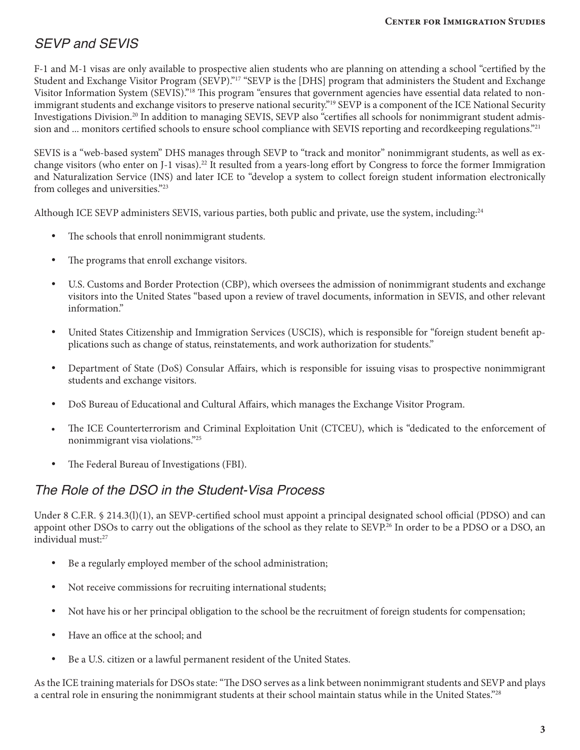## SEVP and SEVIS

F-1 and M-1 visas are only available to prospective alien students who are planning on attending a school "certified by the Student and Exchange Visitor Program (SEVP)."[17] "SEVP is the [DHS] program that administers the Student and Exchange Visitor Information System (SEVIS)."[18] This program "ensures that government agencies have essential data related to nonimmigrant students and exchange visitors to preserve national security."[19] SEVP is a component of the ICE National Security Investigations Division.[20] In addition to managing SEVIS, SEVP also "certifies all schools for nonimmigrant student admission and ... monitors certified schools to ensure school compliance with SEVIS reporting and recordkeeping regulations."[21]

SEVIS is a "web-based system" DHS manages through SEVP to "track and monitor" nonimmigrant students, as well as exchange visitors (who enter on J-1 visas).[22] It resulted from a years-long effort by Congress to force the former Immigration and Naturalization Service (INS) and later ICE to "develop a system to collect foreign student information electronically from colleges and universities."[23]

Although ICE SEVP administers SEVIS, various parties, both public and private, use the system, including:[24]

- The schools that enroll nonimmigrant students.
- The programs that enroll exchange visitors.
- U.S. Customs and Border Protection (CBP), which oversees the admission of nonimmigrant students and exchange visitors into the United States "based upon a review of travel documents, information in SEVIS, and other relevant information."
- United States Citizenship and Immigration Services (USCIS), which is responsible for "foreign student benefit applications such as change of status, reinstatements, and work authorization for students."
- Department of State (DoS) Consular Affairs, which is responsible for issuing visas to prospective nonimmigrant students and exchange visitors.
- DoS Bureau of Educational and Cultural Affairs, which manages the Exchange Visitor Program.
- The ICE Counterterrorism and Criminal Exploitation Unit (CTCEU), which is "dedicated to the enforcement of nonimmigrant visa violations."[25]
- The Federal Bureau of Investigations (FBI).

## The Role of the DSO in the Student-Visa Process

Under 8 C.F.R. § 214.3(l)(1), an SEVP-certified school must appoint a principal designated school official (PDSO) and can appoint other DSOs to carry out the obligations of the school as they relate to SEVP.[26] In order to be a PDSO or a DSO, an individual must:[27]

- Be a regularly employed member of the school administration;
- Not receive commissions for recruiting international students;
- Not have his or her principal obligation to the school be the recruitment of foreign students for compensation;
- Have an office at the school; and
- Be a U.S. citizen or a lawful permanent resident of the United States.

As the ICE training materials for DSOs state: "The DSO serves as a link between nonimmigrant students and SEVP and plays a central role in ensuring the nonimmigrant students at their school maintain status while in the United States."[28]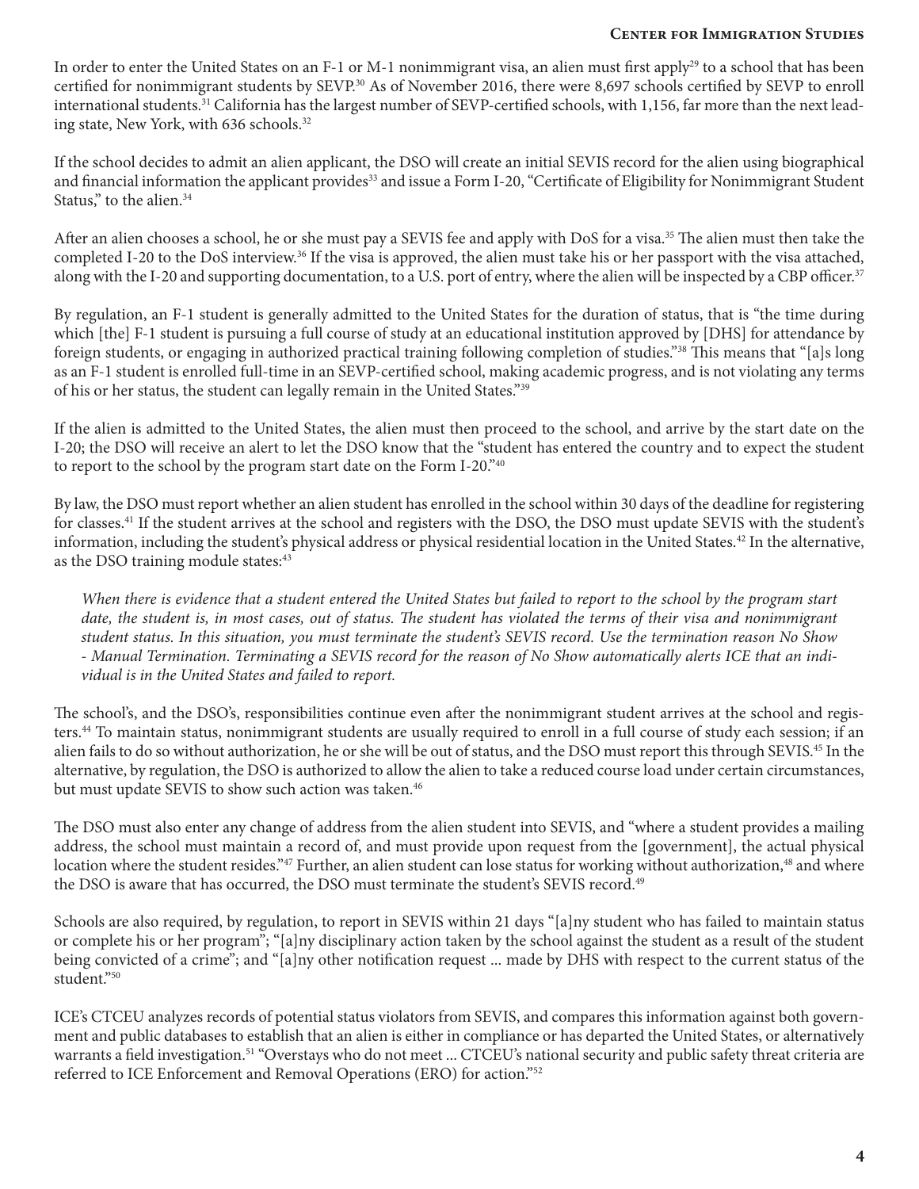In order to enter the United States on an F-1 or M-1 nonimmigrant visa, an alien must first apply[29] to a school that has been certified for nonimmigrant students by SEVP.[30] As of November 2016, there were 8,697 schools certified by SEVP to enroll international students.[31] California has the largest number of SEVP-certified schools, with 1,156, far more than the next leading state, New York, with 636 schools.[32]

If the school decides to admit an alien applicant, the DSO will create an initial SEVIS record for the alien using biographical and financial information the applicant provides[33] and issue a Form I-20, "Certificate of Eligibility for Nonimmigrant Student Status," to the alien.[34]

After an alien chooses a school, he or she must pay a SEVIS fee and apply with DoS for a visa.[35] The alien must then take the completed I-20 to the DoS interview.[36] If the visa is approved, the alien must take his or her passport with the visa attached, along with the I-20 and supporting documentation, to a U.S. port of entry, where the alien will be inspected by a CBP officer.[37]

By regulation, an F-1 student is generally admitted to the United States for the duration of status, that is "the time during which [the] F-1 student is pursuing a full course of study at an educational institution approved by [DHS] for attendance by foreign students, or engaging in authorized practical training following completion of studies."[38] This means that "[a]s long as an F-1 student is enrolled full-time in an SEVP-certified school, making academic progress, and is not violating any terms of his or her status, the student can legally remain in the United States."[39]

If the alien is admitted to the United States, the alien must then proceed to the school, and arrive by the start date on the I-20; the DSO will receive an alert to let the DSO know that the "student has entered the country and to expect the student to report to the school by the program start date on the Form I-20."[40]

By law, the DSO must report whether an alien student has enrolled in the school within 30 days of the deadline for registering for classes.[41] If the student arrives at the school and registers with the DSO, the DSO must update SEVIS with the student's information, including the student's physical address or physical residential location in the United States.[42] In the alternative, as the DSO training module states:[43]

> *When there is evidence that a student entered the United States but failed to report to the school by the program start date, the student is, in most cases, out of status. The student has violated the terms of their visa and nonimmigrant student status. In this situation, you must terminate the student's SEVIS record. Use the termination reason No Show - Manual Termination. Terminating a SEVIS record for the reason of No Show automatically alerts ICE that an individual is in the United States and failed to report.*

The school's, and the DSO's, responsibilities continue even after the nonimmigrant student arrives at the school and registers.[44] To maintain status, nonimmigrant students are usually required to enroll in a full course of study each session; if an alien fails to do so without authorization, he or she will be out of status, and the DSO must report this through SEVIS.[45] In the alternative, by regulation, the DSO is authorized to allow the alien to take a reduced course load under certain circumstances, but must update SEVIS to show such action was taken.[46]

The DSO must also enter any change of address from the alien student into SEVIS, and "where a student provides a mailing address, the school must maintain a record of, and must provide upon request from the [government], the actual physical location where the student resides."[47] Further, an alien student can lose status for working without authorization,[48] and where the DSO is aware that has occurred, the DSO must terminate the student's SEVIS record.[49]

Schools are also required, by regulation, to report in SEVIS within 21 days "[a]ny student who has failed to maintain status or complete his or her program"; "[a]ny disciplinary action taken by the school against the student as a result of the student being convicted of a crime"; and "[a]ny other notification request ... made by DHS with respect to the current status of the student."[50]

ICE's CTCEU analyzes records of potential status violators from SEVIS, and compares this information against both government and public databases to establish that an alien is either in compliance or has departed the United States, or alternatively warrants a field investigation.[51] "Overstays who do not meet ... CTCEU's national security and public safety threat criteria are referred to ICE Enforcement and Removal Operations (ERO) for action."[52]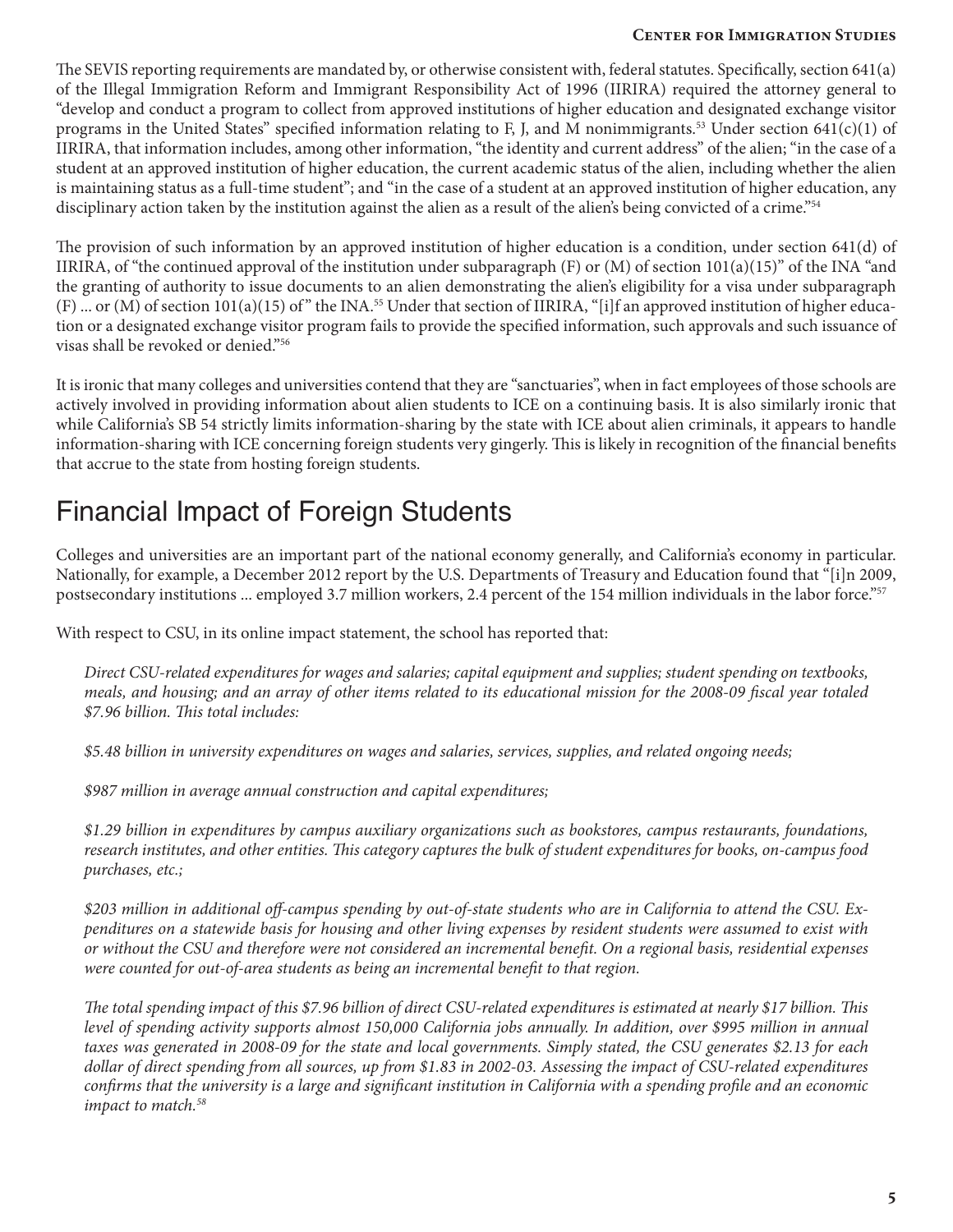The SEVIS reporting requirements are mandated by, or otherwise consistent with, federal statutes. Specifically, section 641(a) of the Illegal Immigration Reform and Immigrant Responsibility Act of 1996 (IIRIRA) required the attorney general to "develop and conduct a program to collect from approved institutions of higher education and designated exchange visitor programs in the United States" specified information relating to F, J, and M nonimmigrants.[53] Under section 641(c)(1) of IIRIRA, that information includes, among other information, "the identity and current address" of the alien; "in the case of a student at an approved institution of higher education, the current academic status of the alien, including whether the alien is maintaining status as a full-time student"; and "in the case of a student at an approved institution of higher education, any disciplinary action taken by the institution against the alien as a result of the alien's being convicted of a crime."[54]

The provision of such information by an approved institution of higher education is a condition, under section 641(d) of IIRIRA, of "the continued approval of the institution under subparagraph (F) or (M) of section 101(a)(15)" of the INA "and the granting of authority to issue documents to an alien demonstrating the alien's eligibility for a visa under subparagraph (F) ... or (M) of section 101(a)(15) of" the INA.[55] Under that section of IIRIRA, "[i]f an approved institution of higher education or a designated exchange visitor program fails to provide the specified information, such approvals and such issuance of visas shall be revoked or denied."[56]

It is ironic that many colleges and universities contend that they are "sanctuaries", when in fact employees of those schools are actively involved in providing information about alien students to ICE on a continuing basis. It is also similarly ironic that while California's SB 54 strictly limits information-sharing by the state with ICE about alien criminals, it appears to handle information-sharing with ICE concerning foreign students very gingerly. This is likely in recognition of the financial benefits that accrue to the state from hosting foreign students.

## Financial Impact of Foreign Students

Colleges and universities are an important part of the national economy generally, and California's economy in particular. Nationally, for example, a December 2012 report by the U.S. Departments of Treasury and Education found that "[i]n 2009, postsecondary institutions ... employed 3.7 million workers, 2.4 percent of the 154 million individuals in the labor force."[57]

With respect to CSU, in its online impact statement, the school has reported that:

> *Direct CSU-related expenditures for wages and salaries; capital equipment and supplies; student spending on textbooks, meals, and housing; and an array of other items related to its educational mission for the 2008-09 fiscal year totaled $7.96 billion. This total includes:*
>
> *$5.48 billion in university expenditures on wages and salaries, services, supplies, and related ongoing needs;*
>
> *$987 million in average annual construction and capital expenditures;*
>
> *$1.29 billion in expenditures by campus auxiliary organizations such as bookstores, campus restaurants, foundations, research institutes, and other entities. This category captures the bulk of student expenditures for books, on-campus food purchases, etc.;*
>
> *$203 million in additional off-campus spending by out-of-state students who are in California to attend the CSU. Expenditures on a statewide basis for housing and other living expenses by resident students were assumed to exist with or without the CSU and therefore were not considered an incremental benefit. On a regional basis, residential expenses were counted for out-of-area students as being an incremental benefit to that region.*
>
> *The total spending impact of this $7.96 billion of direct CSU-related expenditures is estimated at nearly $17 billion. This level of spending activity supports almost 150,000 California jobs annually. In addition, over $995 million in annual taxes was generated in 2008-09 for the state and local governments. Simply stated, the CSU generates $2.13 for each dollar of direct spending from all sources, up from $1.83 in 2002-03. Assessing the impact of CSU-related expenditures confirms that the university is a large and significant institution in California with a spending profile and an economic impact to match.*[58]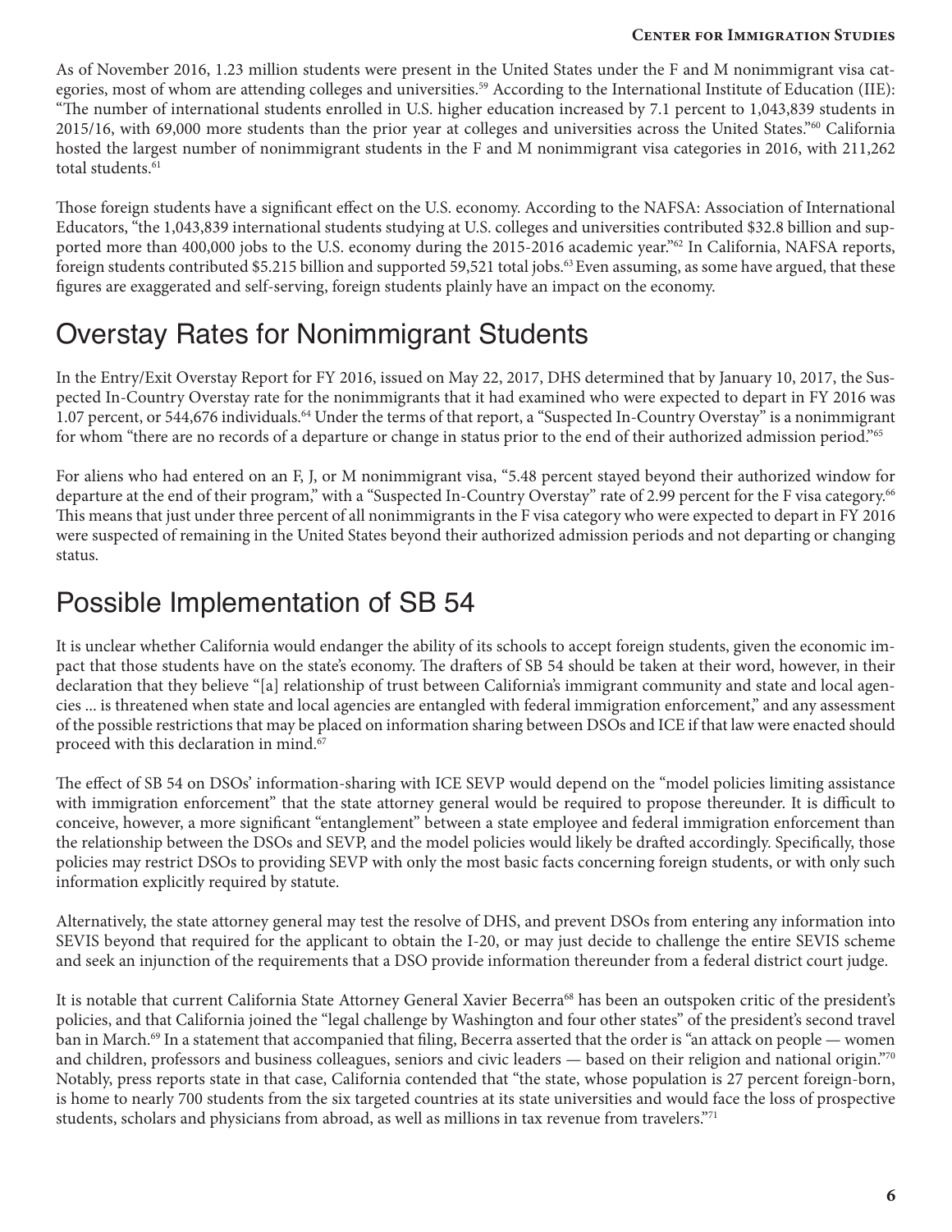As of November 2016, 1.23 million students were present in the United States under the F and M nonimmigrant visa categories, most of whom are attending colleges and universities.[59] According to the International Institute of Education (IIE): "The number of international students enrolled in U.S. higher education increased by 7.1 percent to 1,043,839 students in 2015/16, with 69,000 more students than the prior year at colleges and universities across the United States."[60] California hosted the largest number of nonimmigrant students in the F and M nonimmigrant visa categories in 2016, with 211,262 total students.[61]

Those foreign students have a significant effect on the U.S. economy. According to the NAFSA: Association of International Educators, "the 1,043,839 international students studying at U.S. colleges and universities contributed $32.8 billion and supported more than 400,000 jobs to the U.S. economy during the 2015-2016 academic year."[62] In California, NAFSA reports, foreign students contributed $5.215 billion and supported 59,521 total jobs.[63] Even assuming, as some have argued, that these figures are exaggerated and self-serving, foreign students plainly have an impact on the economy.

## Overstay Rates for Nonimmigrant Students

In the Entry/Exit Overstay Report for FY 2016, issued on May 22, 2017, DHS determined that by January 10, 2017, the Suspected In-Country Overstay rate for the nonimmigrants that it had examined who were expected to depart in FY 2016 was 1.07 percent, or 544,676 individuals.[64] Under the terms of that report, a "Suspected In-Country Overstay" is a nonimmigrant for whom "there are no records of a departure or change in status prior to the end of their authorized admission period."[65]

For aliens who had entered on an F, J, or M nonimmigrant visa, "5.48 percent stayed beyond their authorized window for departure at the end of their program," with a "Suspected In-Country Overstay" rate of 2.99 percent for the F visa category.[66] This means that just under three percent of all nonimmigrants in the F visa category who were expected to depart in FY 2016 were suspected of remaining in the United States beyond their authorized admission periods and not departing or changing status.

## Possible Implementation of SB 54

It is unclear whether California would endanger the ability of its schools to accept foreign students, given the economic impact that those students have on the state's economy. The drafters of SB 54 should be taken at their word, however, in their declaration that they believe "[a] relationship of trust between California's immigrant community and state and local agencies ... is threatened when state and local agencies are entangled with federal immigration enforcement," and any assessment of the possible restrictions that may be placed on information sharing between DSOs and ICE if that law were enacted should proceed with this declaration in mind.[67]

The effect of SB 54 on DSOs' information-sharing with ICE SEVP would depend on the "model policies limiting assistance with immigration enforcement" that the state attorney general would be required to propose thereunder. It is difficult to conceive, however, a more significant "entanglement" between a state employee and federal immigration enforcement than the relationship between the DSOs and SEVP, and the model policies would likely be drafted accordingly. Specifically, those policies may restrict DSOs to providing SEVP with only the most basic facts concerning foreign students, or with only such information explicitly required by statute.

Alternatively, the state attorney general may test the resolve of DHS, and prevent DSOs from entering any information into SEVIS beyond that required for the applicant to obtain the I-20, or may just decide to challenge the entire SEVIS scheme and seek an injunction of the requirements that a DSO provide information thereunder from a federal district court judge.

It is notable that current California State Attorney General Xavier Becerra[68] has been an outspoken critic of the president's policies, and that California joined the "legal challenge by Washington and four other states" of the president's second travel ban in March.[69] In a statement that accompanied that filing, Becerra asserted that the order is "an attack on people — women and children, professors and business colleagues, seniors and civic leaders — based on their religion and national origin."[70] Notably, press reports state in that case, California contended that "the state, whose population is 27 percent foreign-born, is home to nearly 700 students from the six targeted countries at its state universities and would face the loss of prospective students, scholars and physicians from abroad, as well as millions in tax revenue from travelers."[71]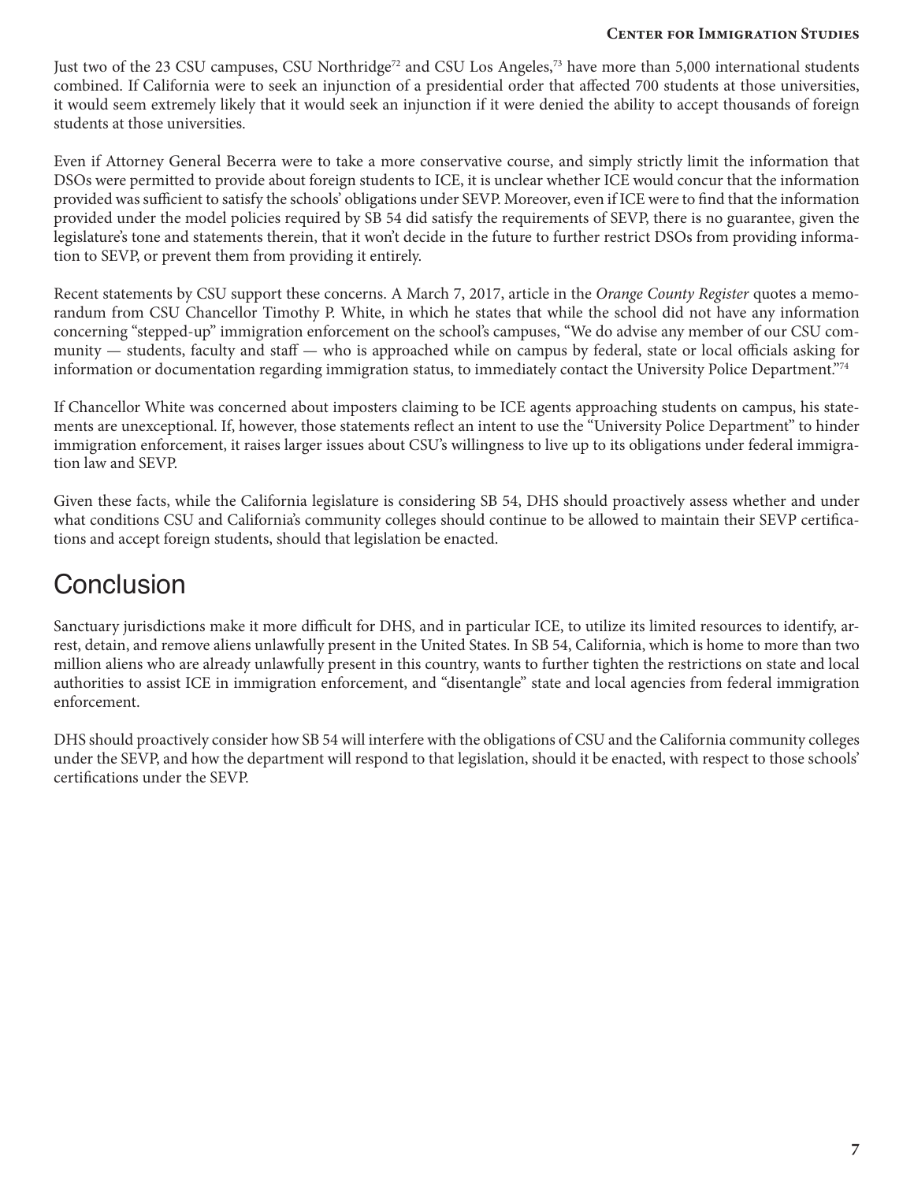Just two of the 23 CSU campuses, CSU Northridge[72] and CSU Los Angeles,[73] have more than 5,000 international students combined. If California were to seek an injunction of a presidential order that affected 700 students at those universities, it would seem extremely likely that it would seek an injunction if it were denied the ability to accept thousands of foreign students at those universities.

Even if Attorney General Becerra were to take a more conservative course, and simply strictly limit the information that DSOs were permitted to provide about foreign students to ICE, it is unclear whether ICE would concur that the information provided was sufficient to satisfy the schools' obligations under SEVP. Moreover, even if ICE were to find that the information provided under the model policies required by SB 54 did satisfy the requirements of SEVP, there is no guarantee, given the legislature's tone and statements therein, that it won't decide in the future to further restrict DSOs from providing information to SEVP, or prevent them from providing it entirely.

Recent statements by CSU support these concerns. A March 7, 2017, article in the *Orange County Register* quotes a memorandum from CSU Chancellor Timothy P. White, in which he states that while the school did not have any information concerning "stepped-up" immigration enforcement on the school's campuses, "We do advise any member of our CSU community — students, faculty and staff — who is approached while on campus by federal, state or local officials asking for information or documentation regarding immigration status, to immediately contact the University Police Department."[74]

If Chancellor White was concerned about imposters claiming to be ICE agents approaching students on campus, his statements are unexceptional. If, however, those statements reflect an intent to use the "University Police Department" to hinder immigration enforcement, it raises larger issues about CSU's willingness to live up to its obligations under federal immigration law and SEVP.

Given these facts, while the California legislature is considering SB 54, DHS should proactively assess whether and under what conditions CSU and California's community colleges should continue to be allowed to maintain their SEVP certifications and accept foreign students, should that legislation be enacted.

# Conclusion

Sanctuary jurisdictions make it more difficult for DHS, and in particular ICE, to utilize its limited resources to identify, arrest, detain, and remove aliens unlawfully present in the United States. In SB 54, California, which is home to more than two million aliens who are already unlawfully present in this country, wants to further tighten the restrictions on state and local authorities to assist ICE in immigration enforcement, and "disentangle" state and local agencies from federal immigration enforcement.

DHS should proactively consider how SB 54 will interfere with the obligations of CSU and the California community colleges under the SEVP, and how the department will respond to that legislation, should it be enacted, with respect to those schools' certifications under the SEVP.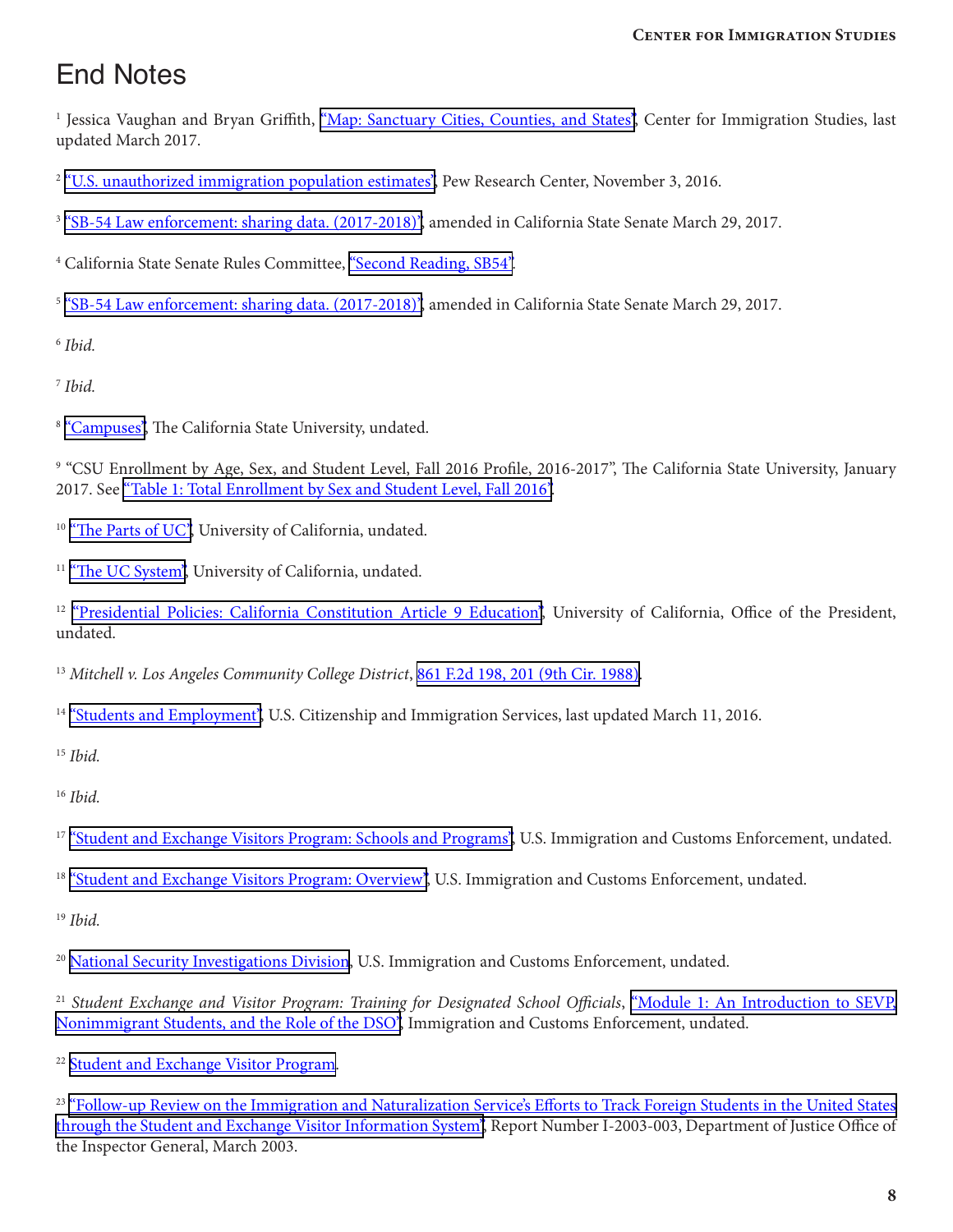# End Notes

[1] Jessica Vaughan and Bryan Griffith, "Map: Sanctuary Cities, Counties, and States", Center for Immigration Studies, last updated March 2017.

[2] "U.S. unauthorized immigration population estimates", Pew Research Center, November 3, 2016.

[3] "SB-54 Law enforcement: sharing data. (2017-2018)", amended in California State Senate March 29, 2017.

[4] California State Senate Rules Committee, "Second Reading, SB54".

[5] "SB-54 Law enforcement: sharing data. (2017-2018)", amended in California State Senate March 29, 2017.

[6] *Ibid.*

[7] *Ibid.*

[8] "Campuses", The California State University, undated.

[9] "CSU Enrollment by Age, Sex, and Student Level, Fall 2016 Profile, 2016-2017", The California State University, January 2017. See "Table 1: Total Enrollment by Sex and Student Level, Fall 2016".

[10] "The Parts of UC", University of California, undated.

[11] "The UC System", University of California, undated.

[12] "Presidential Policies: California Constitution Article 9 Education", University of California, Office of the President, undated.

[13] *Mitchell v. Los Angeles Community College District*, 861 F.2d 198, 201 (9th Cir. 1988).

[14] "Students and Employment", U.S. Citizenship and Immigration Services, last updated March 11, 2016.

[15] *Ibid.*

[16] *Ibid.*

[17] "Student and Exchange Visitors Program: Schools and Programs", U.S. Immigration and Customs Enforcement, undated.

[18] "Student and Exchange Visitors Program: Overview", U.S. Immigration and Customs Enforcement, undated.

[19] *Ibid.*

[20] National Security Investigations Division, U.S. Immigration and Customs Enforcement, undated.

[21] *Student Exchange and Visitor Program: Training for Designated School Officials*, "Module 1: An Introduction to SEVP, Nonimmigrant Students, and the Role of the DSO", Immigration and Customs Enforcement, undated.

[22] Student and Exchange Visitor Program.

[23] "Follow-up Review on the Immigration and Naturalization Service's Efforts to Track Foreign Students in the United States through the Student and Exchange Visitor Information System", Report Number I-2003-003, Department of Justice Office of the Inspector General, March 2003.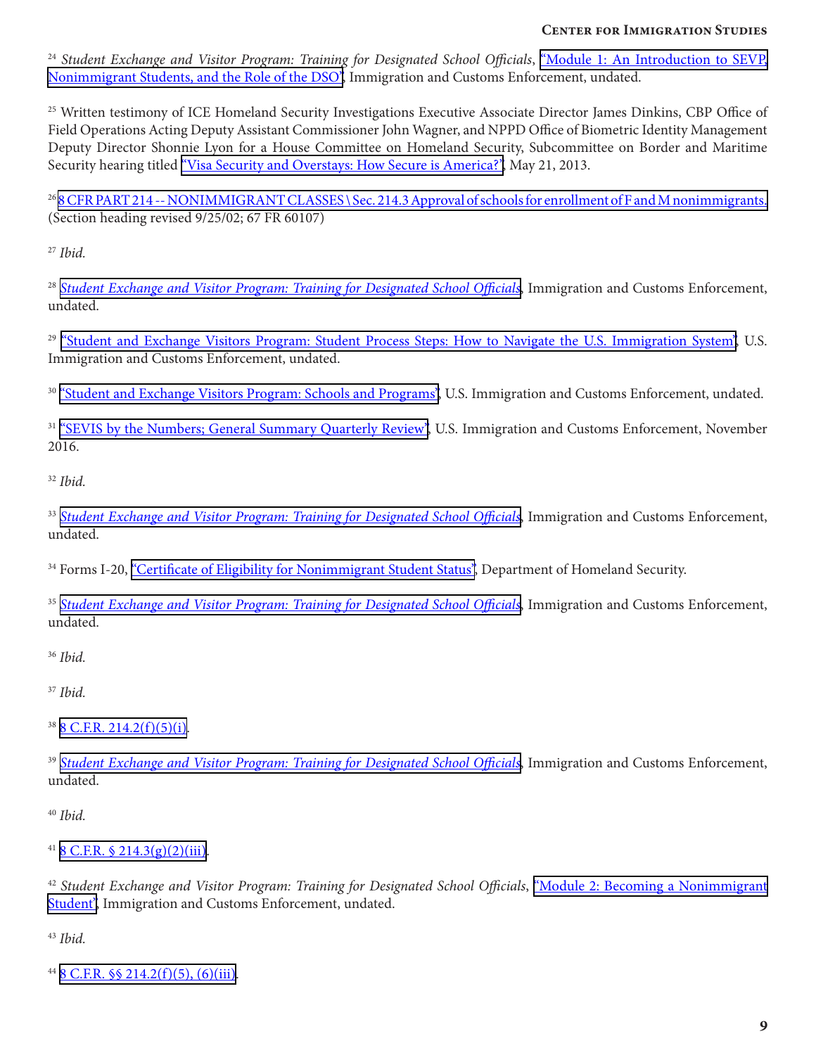[24] *Student Exchange and Visitor Program: Training for Designated School Officials*, "Module 1: An Introduction to SEVP, Nonimmigrant Students, and the Role of the DSO", Immigration and Customs Enforcement, undated.

[25] Written testimony of ICE Homeland Security Investigations Executive Associate Director James Dinkins, CBP Office of Field Operations Acting Deputy Assistant Commissioner John Wagner, and NPPD Office of Biometric Identity Management Deputy Director Shonnie Lyon for a House Committee on Homeland Security, Subcommittee on Border and Maritime Security hearing titled "Visa Security and Overstays: How Secure is America?", May 21, 2013.

[26] 8 CFR PART 214 -- NONIMMIGRANT CLASSES \ Sec. 214.3 Approval of schools for enrollment of F and M nonimmigrants. (Section heading revised 9/25/02; 67 FR 60107)

[27] *Ibid.*

[28] *Student Exchange and Visitor Program: Training for Designated School Officials*, Immigration and Customs Enforcement, undated.

[29] "Student and Exchange Visitors Program: Student Process Steps: How to Navigate the U.S. Immigration System", U.S. Immigration and Customs Enforcement, undated.

[30] "Student and Exchange Visitors Program: Schools and Programs", U.S. Immigration and Customs Enforcement, undated.

[31] "SEVIS by the Numbers; General Summary Quarterly Review", U.S. Immigration and Customs Enforcement, November 2016.

[32] *Ibid.*

[33] *Student Exchange and Visitor Program: Training for Designated School Officials*, Immigration and Customs Enforcement, undated.

[34] Forms I-20, "Certificate of Eligibility for Nonimmigrant Student Status", Department of Homeland Security.

[35] *Student Exchange and Visitor Program: Training for Designated School Officials*, Immigration and Customs Enforcement, undated.

[36] *Ibid.*

[37] *Ibid.*

[38] 8 C.F.R. 214.2(f)(5)(i).

[39] *Student Exchange and Visitor Program: Training for Designated School Officials*, Immigration and Customs Enforcement, undated.

[40] *Ibid.*

[41] 8 C.F.R. § 214.3(g)(2)(iii).

[42] *Student Exchange and Visitor Program: Training for Designated School Officials*, "Module 2: Becoming a Nonimmigrant Student", Immigration and Customs Enforcement, undated.

[43] *Ibid.*

[44] 8 C.F.R. §§ 214.2(f)(5), (6)(iii).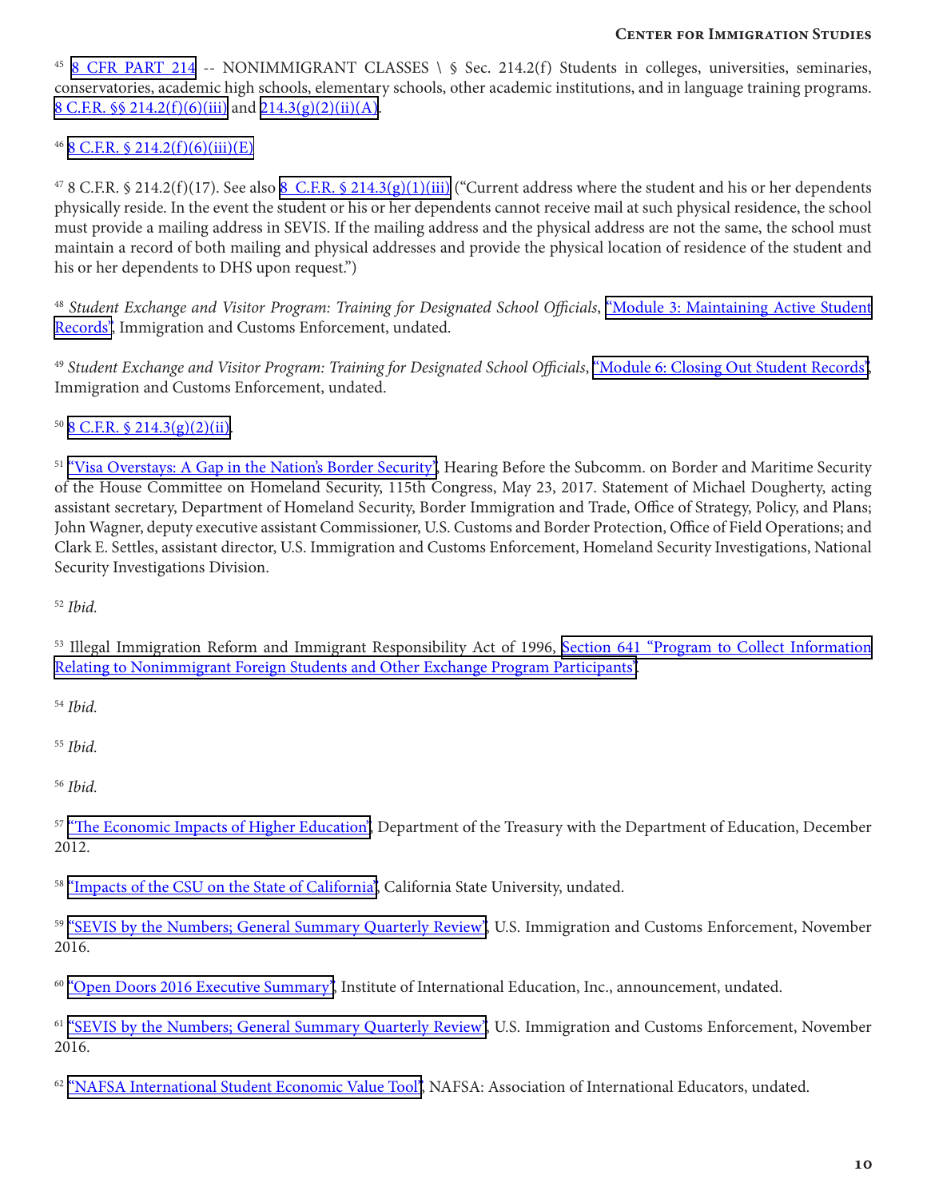[45] 8 CFR PART 214 -- NONIMMIGRANT CLASSES \ § Sec. 214.2(f) Students in colleges, universities, seminaries, conservatories, academic high schools, elementary schools, other academic institutions, and in language training programs. 8 C.F.R. §§ 214.2(f)(6)(iii) and 214.3(g)(2)(ii)(A).

[46] 8 C.F.R. § 214.2(f)(6)(iii)(E)

[47] 8 C.F.R. § 214.2(f)(17). See also 8 C.F.R. § 214.3(g)(1)(iii) ("Current address where the student and his or her dependents physically reside. In the event the student or his or her dependents cannot receive mail at such physical residence, the school must provide a mailing address in SEVIS. If the mailing address and the physical address are not the same, the school must maintain a record of both mailing and physical addresses and provide the physical location of residence of the student and his or her dependents to DHS upon request.")

[48] *Student Exchange and Visitor Program: Training for Designated School Officials*, "Module 3: Maintaining Active Student Records", Immigration and Customs Enforcement, undated.

[49] *Student Exchange and Visitor Program: Training for Designated School Officials*, "Module 6: Closing Out Student Records", Immigration and Customs Enforcement, undated.

[50] 8 C.F.R. § 214.3(g)(2)(ii).

[51] "Visa Overstays: A Gap in the Nation's Border Security", Hearing Before the Subcomm. on Border and Maritime Security of the House Committee on Homeland Security, 115th Congress, May 23, 2017. Statement of Michael Dougherty, acting assistant secretary, Department of Homeland Security, Border Immigration and Trade, Office of Strategy, Policy, and Plans; John Wagner, deputy executive assistant Commissioner, U.S. Customs and Border Protection, Office of Field Operations; and Clark E. Settles, assistant director, U.S. Immigration and Customs Enforcement, Homeland Security Investigations, National Security Investigations Division.

[52] *Ibid.*

[53] Illegal Immigration Reform and Immigrant Responsibility Act of 1996, Section 641 "Program to Collect Information Relating to Nonimmigrant Foreign Students and Other Exchange Program Participants".

[54] *Ibid.*

[55] *Ibid.*

[56] *Ibid.*

[57] "The Economic Impacts of Higher Education", Department of the Treasury with the Department of Education, December 2012.

[58] "Impacts of the CSU on the State of California", California State University, undated.

[59] "SEVIS by the Numbers; General Summary Quarterly Review", U.S. Immigration and Customs Enforcement, November 2016.

[60] "Open Doors 2016 Executive Summary", Institute of International Education, Inc., announcement, undated.

[61] "SEVIS by the Numbers; General Summary Quarterly Review", U.S. Immigration and Customs Enforcement, November 2016.

[62] "NAFSA International Student Economic Value Tool", NAFSA: Association of International Educators, undated.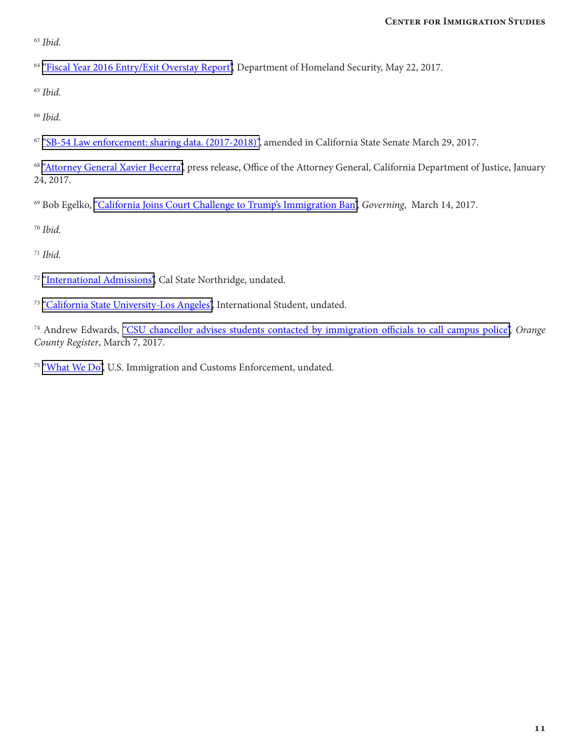[63] *Ibid.*

[64] "Fiscal Year 2016 Entry/Exit Overstay Report", Department of Homeland Security, May 22, 2017.

[65] *Ibid.*

[66] *Ibid.*

[67] "SB-54 Law enforcement: sharing data. (2017-2018)", amended in California State Senate March 29, 2017.

[68] "Attorney General Xavier Becerra", press release, Office of the Attorney General, California Department of Justice, January 24, 2017.

[69] Bob Egelko, "California Joins Court Challenge to Trump's Immigration Ban", *Governing*, March 14, 2017.

[70] *Ibid.*

[71] *Ibid.*

[72] "International Admissions", Cal State Northridge, undated.

[73] "California State University-Los Angeles", International Student, undated.

[74] Andrew Edwards, "CSU chancellor advises students contacted by immigration officials to call campus police", *Orange County Register*, March 7, 2017.

[75] "What We Do", U.S. Immigration and Customs Enforcement, undated.